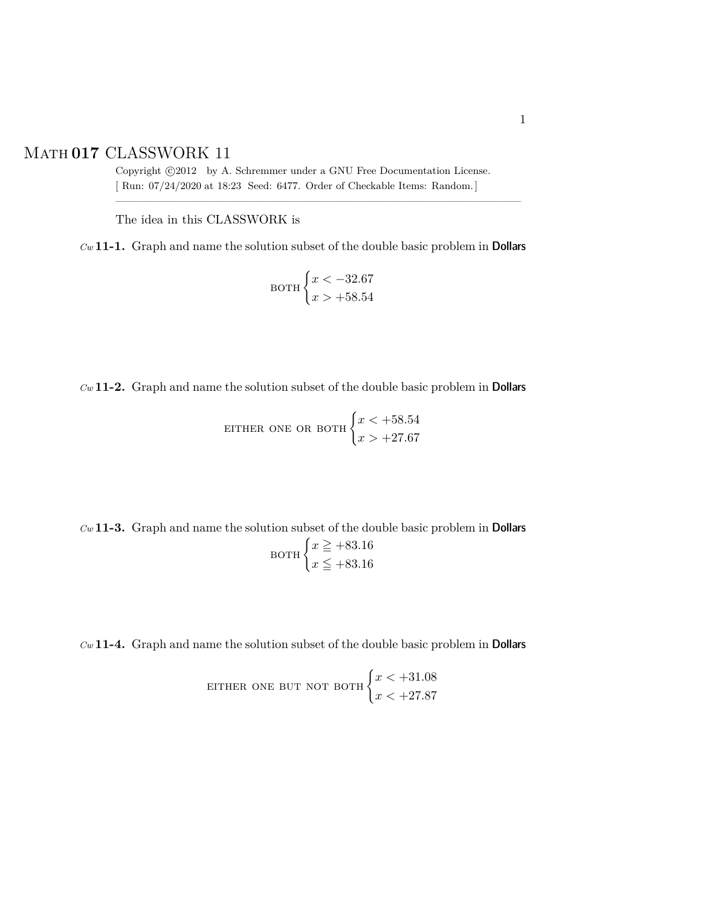# Math 017 CLASSWORK 11

Copyright ©2012 by A. Schremmer under a GNU Free Documentation License.
[ Run: 07/24/2020 at 18:23 Seed: 6477. Order of Checkable Items: Random.]

---

The idea in this CLASSWORK is

*Cw* **11-1.** Graph and name the solution subset of the double basic problem in **Dollars**

$$\text{BOTH} \begin{cases} x < -32.67 \\ x > +58.54 \end{cases}$$

*Cw* **11-2.** Graph and name the solution subset of the double basic problem in **Dollars**

$$\text{EITHER ONE OR BOTH} \begin{cases} x < +58.54 \\ x > +27.67 \end{cases}$$

*Cw* **11-3.** Graph and name the solution subset of the double basic problem in **Dollars**

$$\text{BOTH} \begin{cases} x \geqq +83.16 \\ x \leqq +83.16 \end{cases}$$

*Cw* **11-4.** Graph and name the solution subset of the double basic problem in **Dollars**

$$\text{EITHER ONE BUT NOT BOTH} \begin{cases} x < +31.08 \\ x < +27.87 \end{cases}$$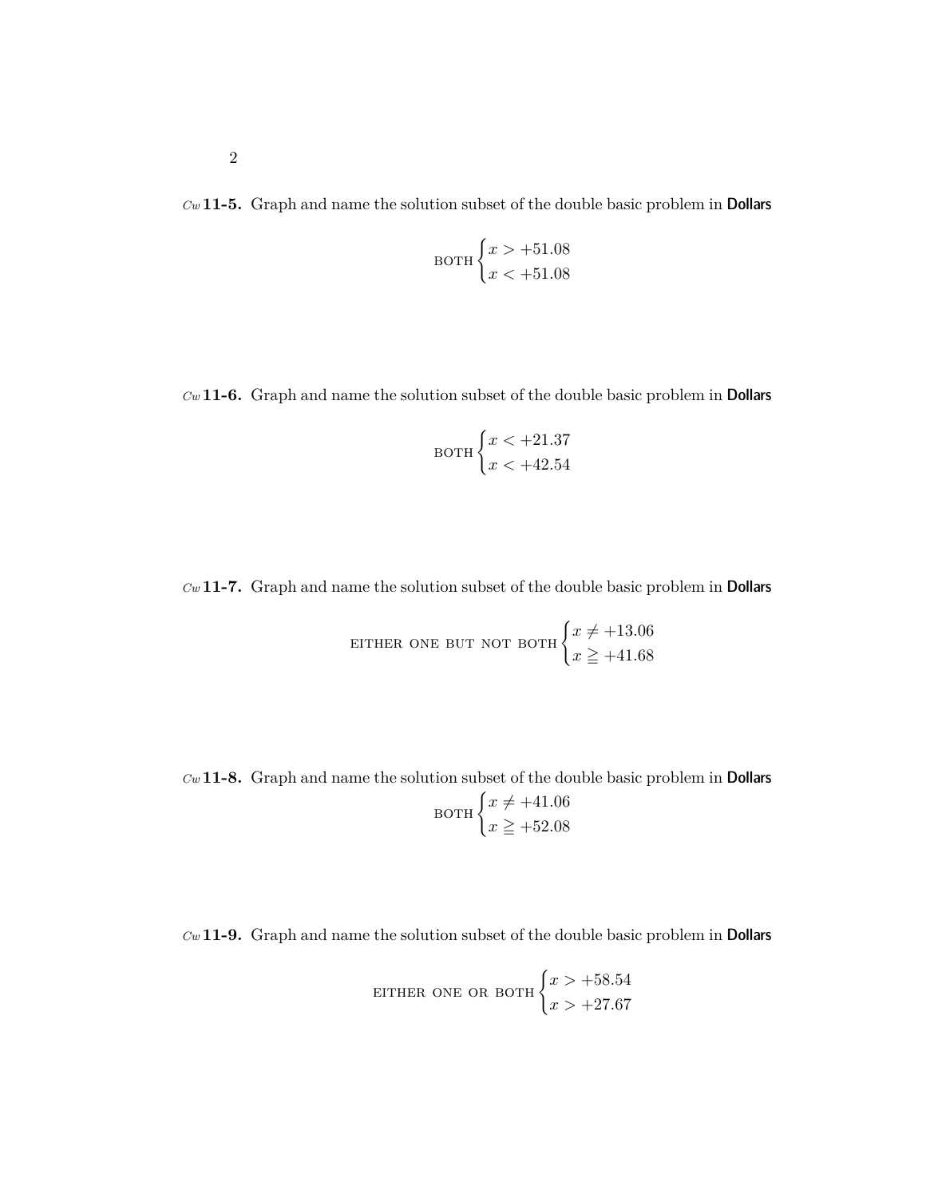*Cw* **11-5.** Graph and name the solution subset of the double basic problem in **Dollars**

$$\text{BOTH}\begin{cases} x > +51.08 \\ x < +51.08 \end{cases}$$

*Cw* **11-6.** Graph and name the solution subset of the double basic problem in **Dollars**

$$\text{BOTH}\begin{cases} x < +21.37 \\ x < +42.54 \end{cases}$$

*Cw* **11-7.** Graph and name the solution subset of the double basic problem in **Dollars**

$$\text{EITHER ONE BUT NOT BOTH}\begin{cases} x \neq +13.06 \\ x \geqq +41.68 \end{cases}$$

*Cw* **11-8.** Graph and name the solution subset of the double basic problem in **Dollars**

$$\text{BOTH}\begin{cases} x \neq +41.06 \\ x \geqq +52.08 \end{cases}$$

*Cw* **11-9.** Graph and name the solution subset of the double basic problem in **Dollars**

$$\text{EITHER ONE OR BOTH}\begin{cases} x > +58.54 \\ x > +27.67 \end{cases}$$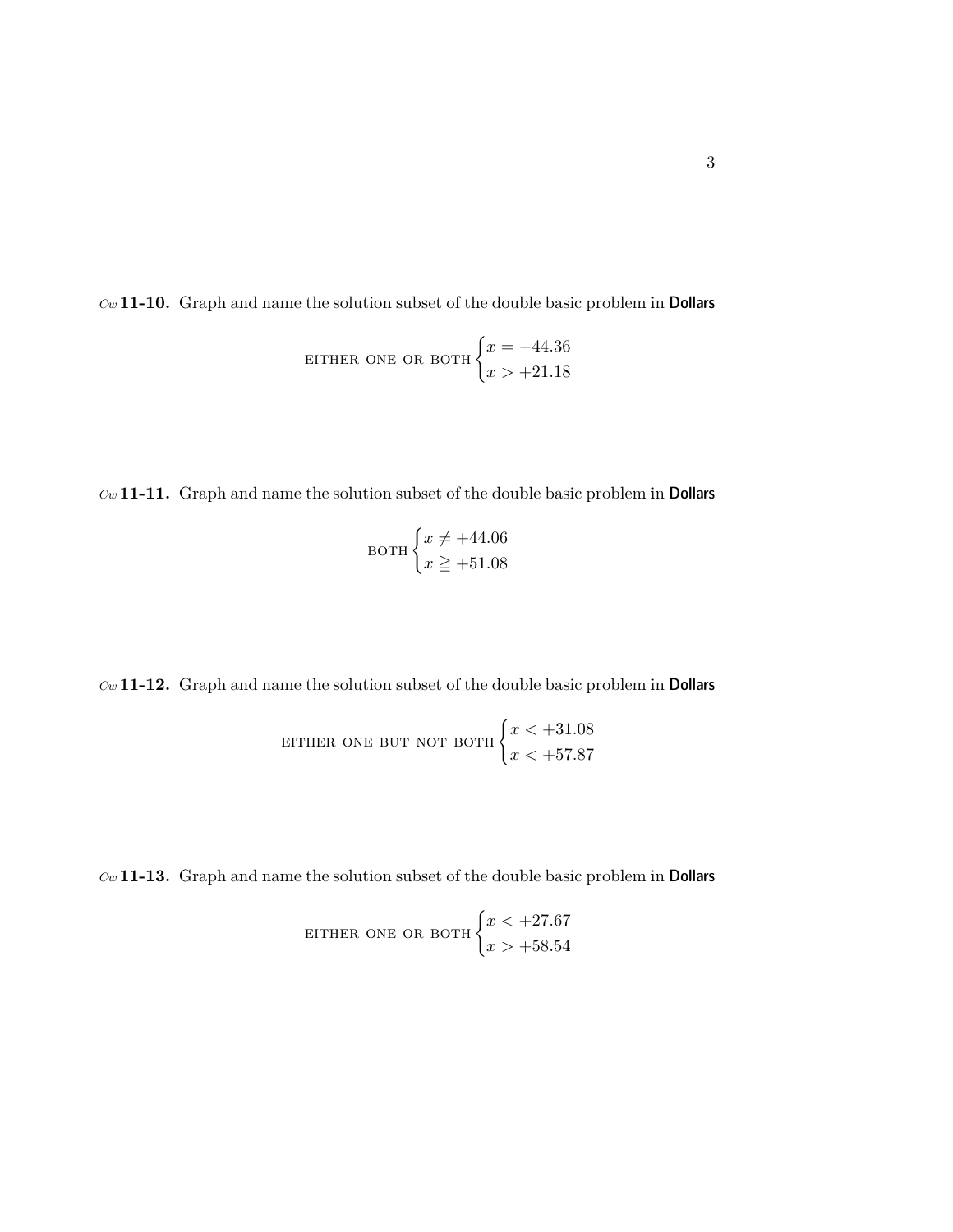*Cw* **11-10.** Graph and name the solution subset of the double basic problem in **Dollars**

$$\text{EITHER ONE OR BOTH} \begin{cases} x = -44.36 \\ x > +21.18 \end{cases}$$

*Cw* **11-11.** Graph and name the solution subset of the double basic problem in **Dollars**

$$\text{BOTH} \begin{cases} x \neq +44.06 \\ x \geqq +51.08 \end{cases}$$

*Cw* **11-12.** Graph and name the solution subset of the double basic problem in **Dollars**

$$\text{EITHER ONE BUT NOT BOTH} \begin{cases} x < +31.08 \\ x < +57.87 \end{cases}$$

*Cw* **11-13.** Graph and name the solution subset of the double basic problem in **Dollars**

$$\text{EITHER ONE OR BOTH} \begin{cases} x < +27.67 \\ x > +58.54 \end{cases}$$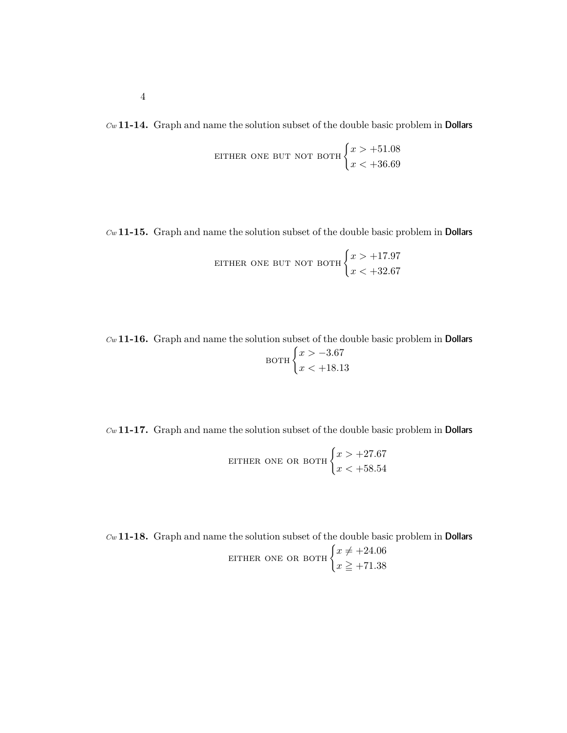*Cw* **11-14.** Graph and name the solution subset of the double basic problem in **Dollars**

$$\text{EITHER ONE BUT NOT BOTH} \begin{cases} x > +51.08 \\ x < +36.69 \end{cases}$$

*Cw* **11-15.** Graph and name the solution subset of the double basic problem in **Dollars**

$$\text{EITHER ONE BUT NOT BOTH} \begin{cases} x > +17.97 \\ x < +32.67 \end{cases}$$

*Cw* **11-16.** Graph and name the solution subset of the double basic problem in **Dollars**

$$\text{BOTH} \begin{cases} x > -3.67 \\ x < +18.13 \end{cases}$$

*Cw* **11-17.** Graph and name the solution subset of the double basic problem in **Dollars**

$$\text{EITHER ONE OR BOTH} \begin{cases} x > +27.67 \\ x < +58.54 \end{cases}$$

*Cw* **11-18.** Graph and name the solution subset of the double basic problem in **Dollars**

$$\text{EITHER ONE OR BOTH} \begin{cases} x \neq +24.06 \\ x \geqq +71.38 \end{cases}$$